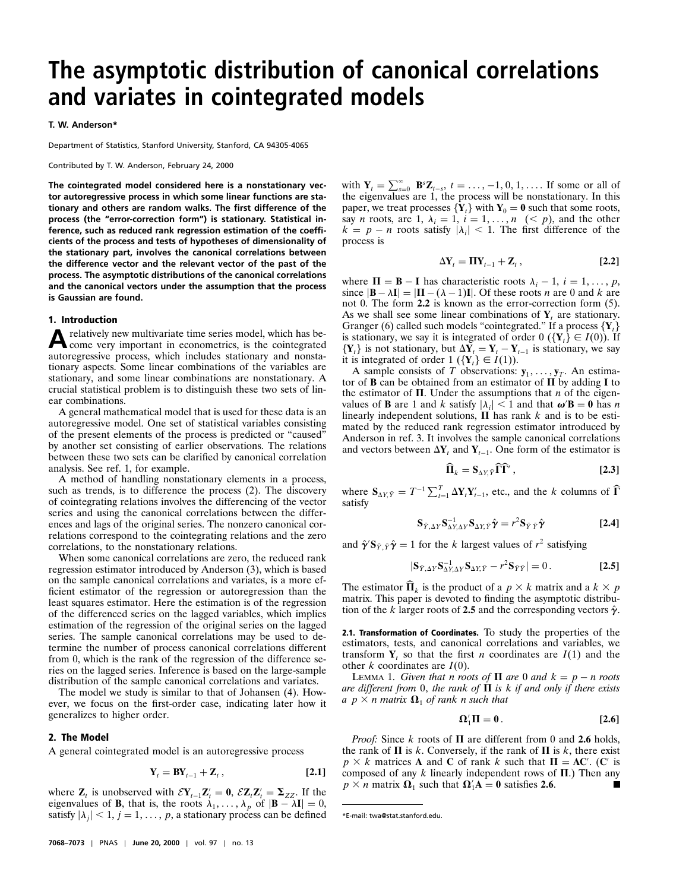# The asymptotic distribution of canonical correlations and variates in cointegrated models

**T. W. Anderson***

Department of Statistics, Stanford University, Stanford, CA 94305-4065

Contributed by T. W. Anderson, February 24, 2000

**The cointegrated model considered here is a nonstationary vector autoregressive process in which some linear functions are stationary and others are random walks. The first difference of the process (the "error-correction form") is stationary. Statistical inference, such as reduced rank regression estimation of the coefficients of the process and tests of hypotheses of dimensionality of the stationary part, involves the canonical correlations between the difference vector and the relevant vector of the past of the process. The asymptotic distributions of the canonical correlations and the canonical vectors under the assumption that the process is Gaussian are found.**

## 1. Introduction

A relatively new multivariate time series model, which has become very important in econometrics, is the cointegrated autoregressive process, which includes stationary and nonstationary aspects. Some linear combinations of the variables are stationary, and some linear combinations are nonstationary. A crucial statistical problem is to distinguish these two sets of linear combinations.

A general mathematical model that is used for these data is an autoregressive model. One set of statistical variables consisting of the present elements of the process is predicted or "caused" by another set consisting of earlier observations. The relations between these two sets can be clarified by canonical correlation analysis. See ref. 1, for example.

A method of handling nonstationary elements in a process, such as trends, is to difference the process (2). The discovery of cointegrating relations involves the differencing of the vector series and using the canonical correlations between the differences and lags of the original series. The nonzero canonical correlations correspond to the cointegrating relations and the zero correlations, to the nonstationary relations.

When some canonical correlations are zero, the reduced rank regression estimator introduced by Anderson (3), which is based on the sample canonical correlations and variates, is a more efficient estimator of the regression or autoregression than the least squares estimator. Here the estimation is of the regression of the differenced series on the lagged variables, which implies estimation of the regression of the original series on the lagged series. The sample canonical correlations may be used to determine the number of process canonical correlations different from 0, which is the rank of the regression of the difference series on the lagged series. Inference is based on the large-sample distribution of the sample canonical correlations and variates.

The model we study is similar to that of Johansen (4). However, we focus on the first-order case, indicating later how it generalizes to higher order.

## 2. The Model

A general cointegrated model is an autoregressive process

$$\mathbf{Y}_t = \mathbf{B}\mathbf{Y}_{t-1} + \mathbf{Z}_t, \qquad [2.1]$$

where $\mathbf{Z}_t$ is unobserved with $\mathcal{E}\mathbf{Y}_{t-1}\mathbf{Z}_t' = \mathbf{0}$, $\mathcal{E}\mathbf{Z}_t\mathbf{Z}_t' = \mathbf{\Sigma}_{ZZ}$. If the eigenvalues of $\mathbf{B}$, that is, the roots $\lambda_1, \ldots, \lambda_p$ of $|\mathbf{B} - \lambda\mathbf{I}| = 0$, satisfy $|\lambda_j| < 1$, $j = 1, \ldots, p$, a stationary process can be defined with $\mathbf{Y}_t = \sum_{s=0}^{\infty} \mathbf{B}^s\mathbf{Z}_{t-s}$, $t = \ldots, -1, 0, 1, \ldots$. If some or all of the eigenvalues are 1, the process will be nonstationary. In this paper, we treat processes $\{\mathbf{Y}_t\}$ with $\mathbf{Y}_0 = \mathbf{0}$ such that some roots, say $n$ roots, are 1, $\lambda_i = 1$, $i = 1, \ldots, n$ $(< p)$, and the other $k = p - n$ roots satisfy $|\lambda_i| < 1$. The first difference of the process is

$$\Delta\mathbf{Y}_t = \mathbf{\Pi}\mathbf{Y}_{t-1} + \mathbf{Z}_t, \qquad [2.2]$$

where $\mathbf{\Pi} = \mathbf{B} - \mathbf{I}$ has characteristic roots $\lambda_i - 1$, $i = 1, \ldots, p$, since $|\mathbf{B} - \lambda\mathbf{I}| = |\mathbf{\Pi} - (\lambda - 1)\mathbf{I}|$. Of these roots $n$ are 0 and $k$ are not 0. The form **2.2** is known as the error-correction form (5). As we shall see some linear combinations of $\mathbf{Y}_t$ are stationary. Granger (6) called such models "cointegrated." If a process $\{\mathbf{Y}_t\}$ is stationary, we say it is integrated of order 0 ($\{\mathbf{Y}_t\} \in I(0)$). If $\{\mathbf{Y}_t\}$ is not stationary, but $\Delta\mathbf{Y}_t = \mathbf{Y}_t - \mathbf{Y}_{t-1}$ is stationary, we say it is integrated of order 1 ($\{\mathbf{Y}_t\} \in I(1)$).

A sample consists of $T$ observations: $\mathbf{y}_1, \ldots, \mathbf{y}_T$. An estimator of $\mathbf{B}$ can be obtained from an estimator of $\mathbf{\Pi}$ by adding $\mathbf{I}$ to the estimator of $\mathbf{\Pi}$. Under the assumptions that $n$ of the eigenvalues of $\mathbf{B}$ are 1 and $k$ satisfy $|\lambda_i| < 1$ and that $\boldsymbol{\omega}'\mathbf{B} = \mathbf{0}$ has $n$ linearly independent solutions, $\mathbf{\Pi}$ has rank $k$ and is to be estimated by the reduced rank regression estimator introduced by Anderson in ref. 3. It involves the sample canonical correlations and vectors between $\Delta\mathbf{Y}_t$ and $\mathbf{Y}_{t-1}$. One form of the estimator is

$$\widehat{\mathbf{\Pi}}_k = \mathbf{S}_{\Delta Y, \bar{Y}}\widehat{\mathbf{\Gamma}}\widehat{\mathbf{\Gamma}}', \qquad [2.3]$$

where $\mathbf{S}_{\Delta Y, \bar{Y}} = T^{-1}\sum_{t=1}^{T} \Delta\mathbf{Y}_t\mathbf{Y}_{t-1}'$, etc., and the $k$ columns of $\widehat{\mathbf{\Gamma}}$ satisfy

$$\mathbf{S}_{\bar{Y}, \Delta Y}\mathbf{S}_{\Delta Y, \Delta Y}^{-1}\mathbf{S}_{\Delta Y, \bar{Y}}\hat{\boldsymbol{\gamma}} = r^2\mathbf{S}_{\bar{Y}\bar{Y}}\hat{\boldsymbol{\gamma}} \qquad [2.4]$$

and $\hat{\boldsymbol{\gamma}}'\mathbf{S}_{\bar{Y}, \bar{Y}}\hat{\boldsymbol{\gamma}} = 1$ for the $k$ largest values of $r^2$ satisfying

$$|\mathbf{S}_{\bar{Y}, \Delta Y}\mathbf{S}_{\Delta Y, \Delta Y}^{-1}\mathbf{S}_{\Delta Y, \bar{Y}} - r^2\mathbf{S}_{\bar{Y}\bar{Y}}| = 0. \qquad [2.5]$$

The estimator $\widehat{\mathbf{\Pi}}_k$ is the product of a $p \times k$ matrix and a $k \times p$ matrix. This paper is devoted to finding the asymptotic distribution of the $k$ larger roots of **2.5** and the corresponding vectors $\hat{\boldsymbol{\gamma}}$.

**2.1. Transformation of Coordinates.** To study the properties of the estimators, tests, and canonical correlations and variables, we transform $\mathbf{Y}_t$ so that the first $n$ coordinates are $I(1)$ and the other $k$ coordinates are $I(0)$.

LEMMA 1. *Given that n roots of* $\mathbf{\Pi}$ *are* 0 *and* $k = p - n$ *roots are different from* 0, *the rank of* $\mathbf{\Pi}$ *is k if and only if there exists a* $p \times n$ *matrix* $\mathbf{\Omega}_1$ *of rank n such that*

$$\mathbf{\Omega}_1'\mathbf{\Pi} = \mathbf{0}. \qquad [2.6]$$

*Proof:* Since $k$ roots of $\mathbf{\Pi}$ are different from 0 and **2.6** holds, the rank of $\mathbf{\Pi}$ is $k$. Conversely, if the rank of $\mathbf{\Pi}$ is $k$, there exist $p \times k$ matrices $\mathbf{A}$ and $\mathbf{C}$ of rank $k$ such that $\mathbf{\Pi} = \mathbf{AC}'$. ($\mathbf{C}'$ is composed of any $k$ linearly independent rows of $\mathbf{\Pi}$.) Then any $p \times n$ matrix $\mathbf{\Omega}_1$ such that $\mathbf{\Omega}_1'\mathbf{A} = \mathbf{0}$ satisfies **2.6**. ■

*E-mail: twa@stat.stanford.edu.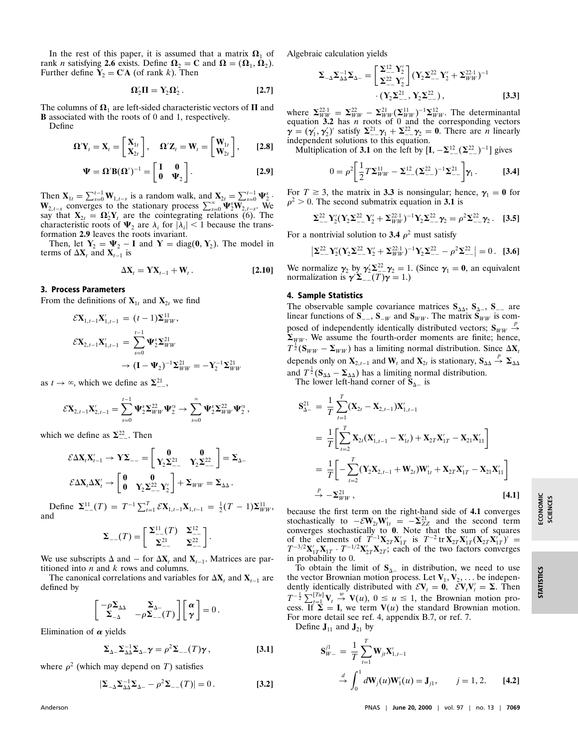In the rest of this paper, it is assumed that a matrix $\mathbf{\Omega}_1$ of rank $n$ satisfying **2.6** exists. Define $\mathbf{\Omega}_2 = \mathbf{C}$ and $\mathbf{\Omega} = (\mathbf{\Omega}_1, \mathbf{\Omega}_2)$. Further define $\mathbf{Y}_2 = \mathbf{C}'\mathbf{A}$ (of rank $k$). Then

$$\mathbf{\Omega}_2'\mathbf{\Pi} = \mathbf{Y}_2\mathbf{\Omega}_2'. \qquad [2.7]$$

The columns of $\mathbf{\Omega}_1$ are left-sided characteristic vectors of $\mathbf{\Pi}$ and $\mathbf{B}$ associated with the roots of 0 and 1, respectively.

Define

$$\mathbf{\Omega}'\mathbf{Y}_t = \mathbf{X}_t = \begin{bmatrix} \mathbf{X}_{1t} \\ \mathbf{X}_{2t} \end{bmatrix}, \quad \mathbf{\Omega}'\mathbf{Z}_t = \mathbf{W}_t = \begin{bmatrix} \mathbf{W}_{1t} \\ \mathbf{W}_{2t} \end{bmatrix}, \qquad [2.8]$$

$$\mathbf{\Psi} = \mathbf{\Omega}'\mathbf{B}(\mathbf{\Omega}')^{-1} = \begin{bmatrix} \mathbf{I} & \mathbf{0} \\ \mathbf{0} & \mathbf{\Psi}_2 \end{bmatrix}. \qquad [2.9]$$

Then $\mathbf{X}_{1t} = \sum_{s=0}^{t-1} \mathbf{W}_{1,t-s}$ is a random walk, and $\mathbf{X}_{2t} = \sum_{s=0}^{t-1} \mathbf{\Psi}_2^s \cdot \mathbf{W}_{2,t-s}$ converges to the stationary process $\sum_{s=0}^{\infty} \mathbf{\Psi}_2^s \mathbf{W}_{2,t-s}$. We say that $\mathbf{X}_{2t} = \mathbf{\Omega}_2'\mathbf{Y}_t$ are the cointegrating relations (6). The characteristic roots of $\mathbf{\Psi}_2$ are $\lambda_i$ for $|\lambda_i| < 1$ because the transformation **2.9** leaves the roots invariant.

Then, let $\mathbf{Y}_2 = \mathbf{\Psi}_2 - \mathbf{I}$ and $\mathbf{Y} = \operatorname{diag}(\mathbf{0}, \mathbf{Y}_2)$. The model in terms of $\Delta\mathbf{X}_t$ and $\mathbf{X}_{t-1}$ is

$$\Delta\mathbf{X}_t = \mathbf{Y}\mathbf{X}_{t-1} + \mathbf{W}_t. \qquad [2.10]$$

## 3. Process Parameters

From the definitions of $\mathbf{X}_{1t}$ and $\mathbf{X}_{2t}$ we find

$$\mathcal{E}\mathbf{X}_{1,t-1}\mathbf{X}_{1,t-1}' = (t-1)\mathbf{\Sigma}_{WW}^{11},$$

$$\mathcal{E}\mathbf{X}_{2,t-1}\mathbf{X}_{1,t-1}' = \sum_{s=0}^{t-1} \mathbf{\Psi}_2^s \mathbf{\Sigma}_{WW}^{21} \to (\mathbf{I} - \mathbf{\Psi}_2)^{-1}\mathbf{\Sigma}_{WW}^{21} = -\mathbf{Y}_2^{-1}\mathbf{\Sigma}_{WW}^{21}$$

as $t \to \infty$, which we define as $\mathbf{\Sigma}_{--}^{21}$,

$$\mathcal{E}\mathbf{X}_{2,t-1}\mathbf{X}_{2,t-1}' = \sum_{s=0}^{t-1} \mathbf{\Psi}_2^s \mathbf{\Sigma}_{WW}^{22} \mathbf{\Psi}_2'^s \to \sum_{s=0}^{\infty} \mathbf{\Psi}_2^s \mathbf{\Sigma}_{WW}^{22} \mathbf{\Psi}_2'^s,$$

which we define as $\mathbf{\Sigma}_{--}^{22}$. Then

$$\mathcal{E}\Delta\mathbf{X}_t\mathbf{X}_{t-1}' \to \mathbf{Y}\mathbf{\Sigma}_{--} = \begin{bmatrix} \mathbf{0} & \mathbf{0} \\ \mathbf{Y}_2\mathbf{\Sigma}_{--}^{21} & \mathbf{Y}_2\mathbf{\Sigma}_{--}^{22} \end{bmatrix} = \mathbf{\Sigma}_{\Delta -}$$

$$\mathcal{E}\Delta\mathbf{X}_t\Delta\mathbf{X}_t' \to \begin{bmatrix} \mathbf{0} & \mathbf{0} \\ \mathbf{0} & \mathbf{Y}_2\mathbf{\Sigma}_{--}^{22}\mathbf{Y}_2' \end{bmatrix} + \mathbf{\Sigma}_{WW} = \mathbf{\Sigma}_{\Delta\Delta}.$$

Define $\mathbf{\Sigma}_{--}^{11}(T) = T^{-1}\sum_{t=1}^{T} \mathcal{E}\mathbf{X}_{1,t-1}\mathbf{X}_{1,t-1} = \frac{1}{2}(T-1)\mathbf{\Sigma}_{WW}^{11}$, and

$$\mathbf{\Sigma}_{--}(T) = \begin{bmatrix} \mathbf{\Sigma}_{--}^{11}(T) & \mathbf{\Sigma}_{--}^{12} \\ \mathbf{\Sigma}_{--}^{21} & \mathbf{\Sigma}_{--}^{22} \end{bmatrix}.$$

We use subscripts $\Delta$ and $-$ for $\Delta\mathbf{X}_t$ and $\mathbf{X}_{t-1}$. Matrices are partitioned into $n$ and $k$ rows and columns.

The canonical correlations and variables for $\Delta\mathbf{X}_t$ and $\mathbf{X}_{t-1}$ are defined by

$$\begin{bmatrix} -\rho\mathbf{\Sigma}_{\Delta\Delta} & \mathbf{\Sigma}_{\Delta -} \\ \mathbf{\Sigma}_{-\Delta} & -\rho\mathbf{\Sigma}_{--}(T) \end{bmatrix} \begin{bmatrix} \boldsymbol{\alpha} \\ \boldsymbol{\gamma} \end{bmatrix} = 0.$$

Elimination of $\boldsymbol{\alpha}$ yields

$$\mathbf{\Sigma}_{\Delta -}\mathbf{\Sigma}_{\Delta\Delta}^{-1}\mathbf{\Sigma}_{\Delta -}\boldsymbol{\gamma} = \rho^2\mathbf{\Sigma}_{--}(T)\boldsymbol{\gamma}, \qquad [3.1]$$

where $\rho^2$ (which may depend on $T$) satisfies

$$|\mathbf{\Sigma}_{-\Delta}\mathbf{\Sigma}_{\Delta\Delta}^{-1}\mathbf{\Sigma}_{\Delta -} - \rho^2\mathbf{\Sigma}_{--}(T)| = 0. \qquad [3.2]$$

Algebraic calculation yields

$$\mathbf{\Sigma}_{-\Delta}\mathbf{\Sigma}_{\Delta\Delta}^{-1}\mathbf{\Sigma}_{\Delta -} = \begin{bmatrix} \mathbf{\Sigma}_{--}^{12}\mathbf{Y}_2' \\ \mathbf{\Sigma}_{--}^{22}\mathbf{Y}_2' \end{bmatrix} (\mathbf{Y}_2\mathbf{\Sigma}_{--}^{22}\mathbf{Y}_2' + \mathbf{\Sigma}_{WW}^{22\cdot 1})^{-1} \cdot (\mathbf{Y}_2\mathbf{\Sigma}_{--}^{21}, \mathbf{Y}_2\mathbf{\Sigma}_{--}^{22}), \qquad [3.3]$$

where $\mathbf{\Sigma}_{WW}^{22\cdot 1} = \mathbf{\Sigma}_{WW}^{22} - \mathbf{\Sigma}_{WW}^{21}(\mathbf{\Sigma}_{WW}^{11})^{-1}\mathbf{\Sigma}_{WW}^{12}$. The determinantal equation **3.2** has $n$ roots of 0 and the corresponding vectors $\boldsymbol{\gamma} = (\boldsymbol{\gamma}_1', \boldsymbol{\gamma}_2')'$ satisfy $\mathbf{\Sigma}_{--}^{21}\boldsymbol{\gamma}_1 + \mathbf{\Sigma}_{--}^{22}\boldsymbol{\gamma}_2 = \mathbf{0}$. There are $n$ linearly independent solutions to this equation.

Multiplication of **3.1** on the left by $[\mathbf{I}, -\mathbf{\Sigma}_{--}^{12}(\mathbf{\Sigma}_{--}^{22})^{-1}]$ gives

$$0 = \rho^2\left[\frac{1}{2}T\mathbf{\Sigma}_{WW}^{11} - \mathbf{\Sigma}_{--}^{12}(\mathbf{\Sigma}_{--}^{22})^{-1}\mathbf{\Sigma}_{--}^{21}\right]\boldsymbol{\gamma}_1. \qquad [3.4]$$

For $T \geq 3$, the matrix in **3.3** is nonsingular; hence, $\boldsymbol{\gamma}_1 = \mathbf{0}$ for $\rho^2 > 0$. The second submatrix equation in **3.1** is

$$\mathbf{\Sigma}_{--}^{22}\mathbf{Y}_2'(\mathbf{Y}_2\mathbf{\Sigma}_{--}^{22}\mathbf{Y}_2' + \mathbf{\Sigma}_{WW}^{22\cdot 1})^{-1}\mathbf{Y}_2\mathbf{\Sigma}_{--}^{22}\boldsymbol{\gamma}_2 = \rho^2\mathbf{\Sigma}_{--}^{22}\boldsymbol{\gamma}_2. \qquad [3.5]$$

For a nontrivial solution to **3.4** $\rho^2$ must satisfy

$$\left|\mathbf{\Sigma}_{--}^{22}\mathbf{Y}_2'(\mathbf{Y}_2\mathbf{\Sigma}_{--}^{22}\mathbf{Y}_2' + \mathbf{\Sigma}_{WW}^{22\cdot 1})^{-1}\mathbf{Y}_2\mathbf{\Sigma}_{--}^{22} - \rho^2\mathbf{\Sigma}_{--}^{22}\right| = 0. \qquad [3.6]$$

We normalize $\boldsymbol{\gamma}_2$ by $\boldsymbol{\gamma}_2'\mathbf{\Sigma}_{--}^{22}\boldsymbol{\gamma}_2 = 1$. (Since $\boldsymbol{\gamma}_1 = \mathbf{0}$, an equivalent normalization is $\boldsymbol{\gamma}'\mathbf{\Sigma}_{--}(T)\boldsymbol{\gamma} = 1$.)

## 4. Sample Statistics

The observable sample covariance matrices $\mathbf{S}_{\Delta\Delta}$, $\mathbf{S}_{\Delta -}$, $\mathbf{S}_{--}$ are linear functions of $\mathbf{S}_{--}$, $\mathbf{S}_{-W}$ and $\mathbf{S}_{WW}$. The matrix $\mathbf{S}_{WW}$ is composed of independently identically distributed vectors; $\mathbf{S}_{WW} \xrightarrow{p} \mathbf{\Sigma}_{WW}$. We assume the fourth-order moments are finite; hence, $T^{\frac{1}{2}}(\mathbf{S}_{WW} - \mathbf{\Sigma}_{WW})$ has a limiting normal distribution. Since $\Delta\mathbf{X}_t$ depends only on $\mathbf{X}_{2,t-1}$ and $\mathbf{W}_t$ and $\mathbf{X}_{2t}$ is stationary, $\mathbf{S}_{\Delta\Delta} \xrightarrow{p} \mathbf{\Sigma}_{\Delta\Delta}$ and $T^{\frac{1}{2}}(\mathbf{S}_{\Delta\Delta} - \mathbf{\Sigma}_{\Delta\Delta})$ has a limiting normal distribution.

The lower left-hand corner of $\mathbf{S}_{\Delta -}$ is

$$\begin{aligned} \mathbf{S}_{\Delta -}^{21} &= \frac{1}{T}\sum_{t=1}^{T}(\mathbf{X}_{2t} - \mathbf{X}_{2,t-1})\mathbf{X}_{1,t-1}' \\ &= \frac{1}{T}\left[\sum_{t=2}^{T}\mathbf{X}_{2t}(\mathbf{X}_{1,t-1}' - \mathbf{X}_{1t}') + \mathbf{X}_{2T}\mathbf{X}_{1T}' - \mathbf{X}_{21}\mathbf{X}_{11}'\right] \\ &= \frac{1}{T}\left[-\sum_{t=2}^{T}(\mathbf{Y}_2\mathbf{X}_{2,t-1} + \mathbf{W}_{2t})\mathbf{W}_{1t}' + \mathbf{X}_{2T}\mathbf{X}_{1T}' - \mathbf{X}_{21}\mathbf{X}_{11}'\right] \\ &\xrightarrow{p} -\mathbf{\Sigma}_{WW}^{21}, \end{aligned} \qquad [4.1]$$

because the first term on the right-hand side of **4.1** converges stochastically to $-\mathcal{E}\mathbf{W}_{2t}\mathbf{W}_{1t}' = -\mathbf{\Sigma}_{ZZ}^{21}$ and the second term converges stochastically to $\mathbf{0}$. Note that the sum of squares of the elements of $T^{-1}\mathbf{X}_{2T}\mathbf{X}_{1T}'$ is $T^{-2}\operatorname{tr}\mathbf{X}_{2T}\mathbf{X}_{1T}'(\mathbf{X}_{2T}\mathbf{X}_{1T}')' = T^{-3/2}\mathbf{X}_{1T}'\mathbf{X}_{1T} \cdot T^{-1/2}\mathbf{X}_{2T}'\mathbf{X}_{2T}$; each of the two factors converges in probability to 0.

To obtain the limit of $\mathbf{S}_{\Delta -}$ in distribution, we need to use the vector Brownian motion process. Let $\mathbf{V}_1, \mathbf{V}_2, \ldots$ be independently identically distributed with $\mathcal{E}\mathbf{V}_t = \mathbf{0}$, $\mathcal{E}\mathbf{V}_t\mathbf{V}_t' = \mathbf{\Sigma}$. Then $T^{-\frac{1}{2}}\sum_{t=1}^{[Tu]}\mathbf{V}_t \xrightarrow{w} \mathbf{V}(u)$, $0 \leq u \leq 1$, the Brownian motion process. If $\mathbf{\Sigma} = \mathbf{I}$, we term $\mathbf{V}(u)$ the standard Brownian motion. For more detail see ref. 4, appendix B.7, or ref. 7.

Define $\mathbf{J}_{11}$ and $\mathbf{J}_{21}$ by

$$\mathbf{S}_{W-}^{j1} = \frac{1}{T}\sum_{t=1}^{T}\mathbf{W}_{jt}\mathbf{X}_{1,t-1}' \xrightarrow{d} \int_0^1 d\mathbf{W}_j(u)\mathbf{W}_1'(u) = \mathbf{J}_{j1}, \qquad j = 1, 2. \qquad [4.2]$$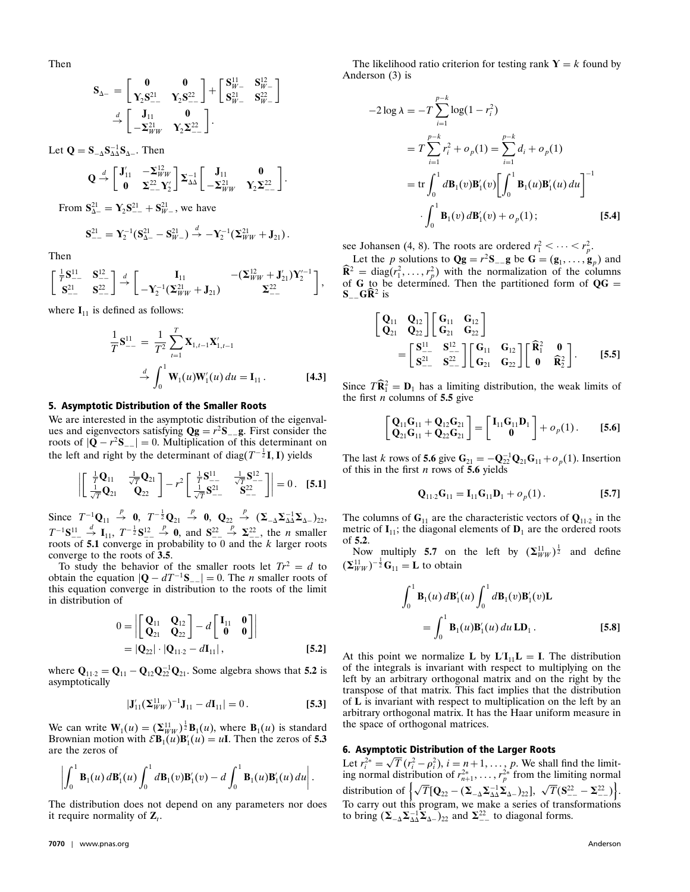Then

$$\mathbf{S}_{\Delta-} = \begin{bmatrix} \mathbf{0} & \mathbf{0} \\ \mathbf{Y}_2\mathbf{S}_{--}^{21} & \mathbf{Y}_2\mathbf{S}_{--}^{22} \end{bmatrix} + \begin{bmatrix} \mathbf{S}_{W-}^{11} & \mathbf{S}_{W-}^{12} \\ \mathbf{S}_{W-}^{21} & \mathbf{S}_{W-}^{22} \end{bmatrix} \xrightarrow{d} \begin{bmatrix} \mathbf{J}_{11} & \mathbf{0} \\ -\mathbf{\Sigma}_{WW}^{21} & \mathbf{Y}_2\mathbf{\Sigma}_{--}^{22} \end{bmatrix}.$$

Let $\mathbf{Q} = \mathbf{S}_{-\Delta}\mathbf{S}_{\Delta\Delta}^{-1}\mathbf{S}_{\Delta-}$. Then

$$\mathbf{Q} \xrightarrow{d} \begin{bmatrix} \mathbf{J}_{11}' & -\mathbf{\Sigma}_{WW}^{12} \\ \mathbf{0} & \mathbf{\Sigma}_{--}^{22}\mathbf{Y}_2' \end{bmatrix} \mathbf{\Sigma}_{\Delta\Delta}^{-1} \begin{bmatrix} \mathbf{J}_{11} & \mathbf{0} \\ -\mathbf{\Sigma}_{WW}^{21} & \mathbf{Y}_2\mathbf{\Sigma}_{--}^{22} \end{bmatrix}.$$

From $\mathbf{S}_{\Delta-}^{21} = \mathbf{Y}_2\mathbf{S}_{--}^{21} + \mathbf{S}_{W-}^{21}$, we have

$$\mathbf{S}_{--}^{21} = \mathbf{Y}_2^{-1}(\mathbf{S}_{\Delta-}^{21} - \mathbf{S}_{W-}^{21}) \xrightarrow{d} -\mathbf{Y}_2^{-1}(\mathbf{\Sigma}_{WW}^{21} + \mathbf{J}_{21}).$$

Then

$$\begin{bmatrix} \frac{1}{T}\mathbf{S}_{--}^{11} & \mathbf{S}_{--}^{12} \\ \mathbf{S}_{--}^{21} & \mathbf{S}_{--}^{22} \end{bmatrix} \xrightarrow{d} \begin{bmatrix} \mathbf{I}_{11} & -(\mathbf{\Sigma}_{WW}^{12} + \mathbf{J}_{21}')\mathbf{Y}_2'^{-1} \\ -\mathbf{Y}_2^{-1}(\mathbf{\Sigma}_{WW}^{21} + \mathbf{J}_{21}) & \mathbf{\Sigma}_{--}^{22} \end{bmatrix},$$

where $\mathbf{I}_{11}$ is defined as follows:

$$\frac{1}{T}\mathbf{S}_{--}^{11} = \frac{1}{T^2}\sum_{t=1}^{T}\mathbf{X}_{1,t-1}\mathbf{X}_{1,t-1}' \xrightarrow{d} \int_0^1 \mathbf{W}_1(u)\mathbf{W}_1'(u)\,du = \mathbf{I}_{11}. \quad \textbf{[4.3]}$$

## 5. Asymptotic Distribution of the Smaller Roots

We are interested in the asymptotic distribution of the eigenvalues and eigenvectors satisfying $\mathbf{Qg} = r^2\mathbf{S}_{--}\mathbf{g}$. First consider the roots of $|\mathbf{Q} - r^2\mathbf{S}_{--}| = 0$. Multiplication of this determinant on the left and right by the determinant of $\mathrm{diag}(T^{-\frac{1}{2}}\mathbf{I}, \mathbf{I})$ yields

$$\left| \begin{bmatrix} \frac{1}{T}\mathbf{Q}_{11} & \frac{1}{\sqrt{T}}\mathbf{Q}_{21} \\ \frac{1}{\sqrt{T}}\mathbf{Q}_{21} & \mathbf{Q}_{22} \end{bmatrix} - r^2 \begin{bmatrix} \frac{1}{T}\mathbf{S}_{--}^{11} & \frac{1}{\sqrt{T}}\mathbf{S}_{--}^{12} \\ \frac{1}{\sqrt{T}}\mathbf{S}_{--}^{21} & \mathbf{S}_{--}^{22} \end{bmatrix} \right| = 0. \quad \textbf{[5.1]}$$

Since $T^{-1}\mathbf{Q}_{11} \xrightarrow{p} \mathbf{0}$, $T^{-\frac{1}{2}}\mathbf{Q}_{21} \xrightarrow{p} \mathbf{0}$, $\mathbf{Q}_{22} \xrightarrow{p} (\mathbf{\Sigma}_{-\Delta}\mathbf{\Sigma}_{\Delta\Delta}^{-1}\mathbf{\Sigma}_{\Delta-})_{22}$, $T^{-1}\mathbf{S}_{--}^{11} \xrightarrow{d} \mathbf{I}_{11}$, $T^{-\frac{1}{2}}\mathbf{S}_{--}^{12} \xrightarrow{p} \mathbf{0}$, and $\mathbf{S}_{--}^{22} \xrightarrow{p} \mathbf{\Sigma}_{--}^{22}$, the $n$ smaller roots of **5.1** converge in probability to 0 and the $k$ larger roots converge to the roots of **3.5**.

To study the behavior of the smaller roots let $Tr^2 = d$ to obtain the equation $|\mathbf{Q} - dT^{-1}\mathbf{S}_{--}| = 0$. The $n$ smaller roots of this equation converge in distribution to the roots of the limit in distribution of

$$0 = \left| \begin{bmatrix} \mathbf{Q}_{11} & \mathbf{Q}_{12} \\ \mathbf{Q}_{21} & \mathbf{Q}_{22} \end{bmatrix} - d \begin{bmatrix} \mathbf{I}_{11} & \mathbf{0} \\ \mathbf{0} & \mathbf{0} \end{bmatrix} \right| = |\mathbf{Q}_{22}| \cdot |\mathbf{Q}_{11\cdot2} - d\mathbf{I}_{11}|, \quad \textbf{[5.2]}$$

where $\mathbf{Q}_{11\cdot2} = \mathbf{Q}_{11} - \mathbf{Q}_{12}\mathbf{Q}_{22}^{-1}\mathbf{Q}_{21}$. Some algebra shows that **5.2** is asymptotically

$$|\mathbf{J}_{11}'(\mathbf{\Sigma}_{WW}^{11})^{-1}\mathbf{J}_{11} - d\mathbf{I}_{11}| = 0. \quad \textbf{[5.3]}$$

We can write $\mathbf{W}_1(u) = (\mathbf{\Sigma}_{WW}^{11})^{\frac{1}{2}}\mathbf{B}_1(u)$, where $\mathbf{B}_1(u)$ is standard Brownian motion with $\mathcal{E}\mathbf{B}_1(u)\mathbf{B}_1'(u) = u\mathbf{I}$. Then the zeros of **5.3** are the zeros of

$$\left| \int_0^1 \mathbf{B}_1(u)\,d\mathbf{B}_1'(u) \int_0^1 d\mathbf{B}_1(v)\mathbf{B}_1'(v) - d\int_0^1 \mathbf{B}_1(u)\mathbf{B}_1'(u)\,du \right|.$$

The distribution does not depend on any parameters nor does it require normality of $\mathbf{Z}_t$.

The likelihood ratio criterion for testing rank $\mathbf{Y} = k$ found by Anderson (3) is

$$\begin{aligned} -2\log\lambda &= -T\sum_{i=1}^{p-k}\log(1 - r_i^2) \\ &= T\sum_{i=1}^{p-k} r_i^2 + o_p(1) = \sum_{i=1}^{p-k} d_i + o_p(1) \\ &= \mathrm{tr}\int_0^1 d\mathbf{B}_1(v)\mathbf{B}_1'(v)\left[\int_0^1 \mathbf{B}_1(u)\mathbf{B}_1'(u)\,du\right]^{-1} \\ &\quad \cdot \int_0^1 \mathbf{B}_1(v)\,d\mathbf{B}_1'(v) + o_p(1); \end{aligned} \quad \textbf{[5.4]}$$

see Johansen (4, 8). The roots are ordered $r_1^2 < \cdots < r_p^2$.

Let the $p$ solutions to $\mathbf{Qg} = r^2\mathbf{S}_{--}\mathbf{g}$ be $\mathbf{G} = (\mathbf{g}_1, \ldots, \mathbf{g}_p)$ and $\widehat{\mathbf{R}}^2 = \mathrm{diag}(r_1^2, \ldots, r_p^2)$ with the normalization of the columns of $\mathbf{G}$ to be determined. Then the partitioned form of $\mathbf{QG} = \mathbf{S}_{--}\mathbf{G}\widehat{\mathbf{R}}^2$ is

$$\begin{bmatrix} \mathbf{Q}_{11} & \mathbf{Q}_{12} \\ \mathbf{Q}_{21} & \mathbf{Q}_{22} \end{bmatrix} \begin{bmatrix} \mathbf{G}_{11} & \mathbf{G}_{12} \\ \mathbf{G}_{21} & \mathbf{G}_{22} \end{bmatrix} = \begin{bmatrix} \mathbf{S}_{--}^{11} & \mathbf{S}_{--}^{12} \\ \mathbf{S}_{--}^{21} & \mathbf{S}_{--}^{22} \end{bmatrix} \begin{bmatrix} \mathbf{G}_{11} & \mathbf{G}_{12} \\ \mathbf{G}_{21} & \mathbf{G}_{22} \end{bmatrix} \begin{bmatrix} \widehat{\mathbf{R}}_1^2 & \mathbf{0} \\ \mathbf{0} & \widehat{\mathbf{R}}_2^2 \end{bmatrix}. \quad \textbf{[5.5]}$$

Since $T\widehat{\mathbf{R}}_1^2 = \mathbf{D}_1$ has a limiting distribution, the weak limits of the first $n$ columns of **5.5** give

$$\begin{bmatrix} \mathbf{Q}_{11}\mathbf{G}_{11} + \mathbf{Q}_{12}\mathbf{G}_{21} \\ \mathbf{Q}_{21}\mathbf{G}_{11} + \mathbf{Q}_{22}\mathbf{G}_{21} \end{bmatrix} = \begin{bmatrix} \mathbf{I}_{11}\mathbf{G}_{11}\mathbf{D}_1 \\ \mathbf{0} \end{bmatrix} + o_p(1). \quad \textbf{[5.6]}$$

The last $k$ rows of **5.6** give $\mathbf{G}_{21} = -\mathbf{Q}_{22}^{-1}\mathbf{Q}_{21}\mathbf{G}_{11} + o_p(1)$. Insertion of this in the first $n$ rows of **5.6** yields

$$\mathbf{Q}_{11\cdot2}\mathbf{G}_{11} = \mathbf{I}_{11}\mathbf{G}_{11}\mathbf{D}_1 + o_p(1). \quad \textbf{[5.7]}$$

The columns of $\mathbf{G}_{11}$ are the characteristic vectors of $\mathbf{Q}_{11\cdot2}$ in the metric of $\mathbf{I}_{11}$; the diagonal elements of $\mathbf{D}_1$ are the ordered roots of **5.2**.

Now multiply **5.7** on the left by $(\mathbf{\Sigma}_{WW}^{11})^{\frac{1}{2}}$ and define $(\mathbf{\Sigma}_{WW}^{11})^{-\frac{1}{2}}\mathbf{G}_{11} = \mathbf{L}$ to obtain

$$\int_0^1 \mathbf{B}_1(u)\,d\mathbf{B}_1'(u)\int_0^1 d\mathbf{B}_1(v)\mathbf{B}_1'(v)\mathbf{L} = \int_0^1 \mathbf{B}_1(u)\mathbf{B}_1'(u)\,du\,\mathbf{L}\mathbf{D}_1. \quad \textbf{[5.8]}$$

At this point we normalize $\mathbf{L}$ by $\mathbf{L}'\mathbf{I}_{11}\mathbf{L} = \mathbf{I}$. The distribution of the integrals is invariant with respect to multiplying on the left by an arbitrary orthogonal matrix and on the right by the transpose of that matrix. This fact implies that the distribution of $\mathbf{L}$ is invariant with respect to multiplication on the left by an arbitrary orthogonal matrix. It has the Haar uniform measure in the space of orthogonal matrices.

## 6. Asymptotic Distribution of the Larger Roots

Let $r_i^{2*} = \sqrt{T}(r_i^2 - \rho_i^2)$, $i = n+1, \ldots, p$. We shall find the limiting normal distribution of $r_{n+1}^{2*}, \ldots, r_p^{2*}$ from the limiting normal distribution of $\left\{\sqrt{T}[\mathbf{Q}_{22} - (\mathbf{\Sigma}_{-\Delta}\mathbf{\Sigma}_{\Delta\Delta}^{-1}\mathbf{\Sigma}_{\Delta-})_{22}],\ \sqrt{T}(\mathbf{S}_{--}^{22} - \mathbf{\Sigma}_{--}^{22})\right\}$. To carry out this program, we make a series of transformations to bring $(\mathbf{\Sigma}_{-\Delta}\mathbf{\Sigma}_{\Delta\Delta}^{-1}\mathbf{\Sigma}_{\Delta-})_{22}$ and $\mathbf{\Sigma}_{--}^{22}$ to diagonal forms.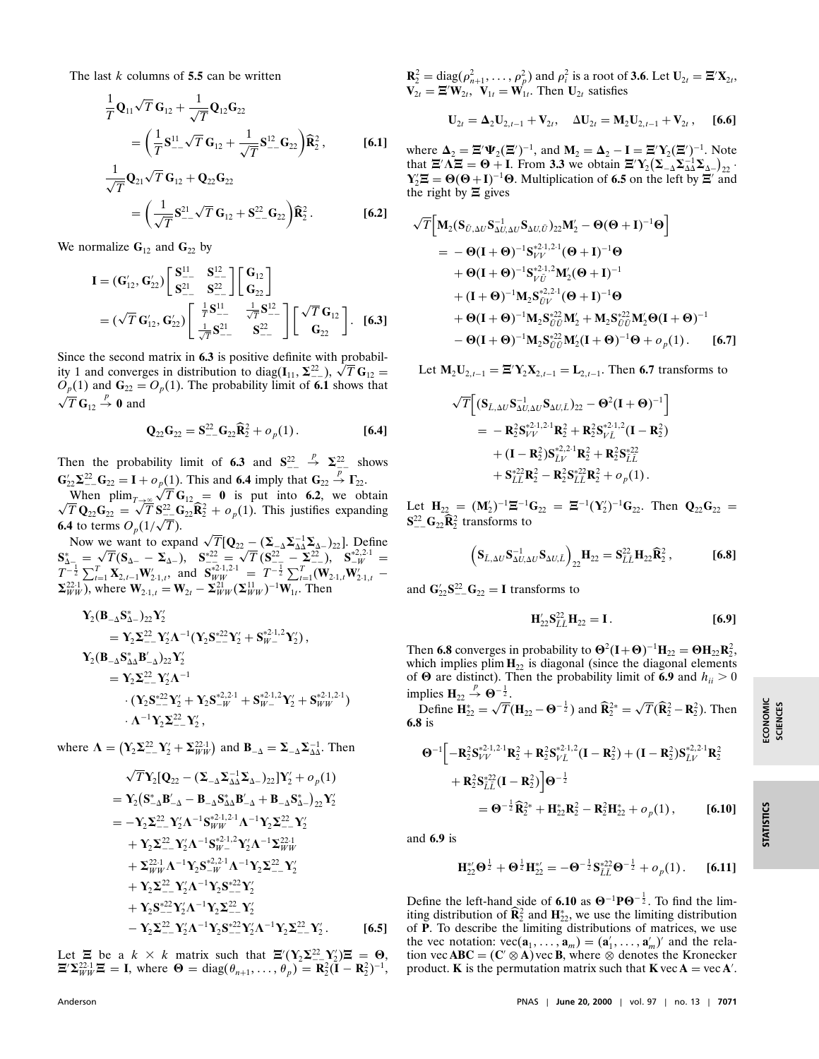The last $k$ columns of **5.5** can be written

$$\frac{1}{T}\mathbf{Q}_{11}\sqrt{T}\,\mathbf{G}_{12} + \frac{1}{\sqrt{T}}\mathbf{Q}_{12}\mathbf{G}_{22} = \left(\frac{1}{T}\mathbf{S}^{11}_{--}\sqrt{T}\,\mathbf{G}_{12} + \frac{1}{\sqrt{T}}\mathbf{S}^{12}_{--}\mathbf{G}_{22}\right)\widehat{\mathbf{R}}^2_2, \qquad [6.1]$$

$$\frac{1}{\sqrt{T}}\mathbf{Q}_{21}\sqrt{T}\,\mathbf{G}_{12} + \mathbf{Q}_{22}\mathbf{G}_{22} = \left(\frac{1}{\sqrt{T}}\mathbf{S}^{21}_{--}\sqrt{T}\,\mathbf{G}_{12} + \mathbf{S}^{22}_{--}\mathbf{G}_{22}\right)\widehat{\mathbf{R}}^2_2. \qquad [6.2]$$

We normalize $\mathbf{G}_{12}$ and $\mathbf{G}_{22}$ by

$$\mathbf{I} = (\mathbf{G}'_{12}, \mathbf{G}'_{22})\begin{bmatrix} \mathbf{S}^{11}_{--} & \mathbf{S}^{12}_{--} \\ \mathbf{S}^{21}_{--} & \mathbf{S}^{22}_{--}\end{bmatrix}\begin{bmatrix}\mathbf{G}_{12} \\ \mathbf{G}_{22}\end{bmatrix} = (\sqrt{T}\,\mathbf{G}'_{12}, \mathbf{G}'_{22})\begin{bmatrix} \frac{1}{T}\mathbf{S}^{11}_{--} & \frac{1}{\sqrt{T}}\mathbf{S}^{12}_{--} \\ \frac{1}{\sqrt{T}}\mathbf{S}^{21}_{--} & \mathbf{S}^{22}_{--}\end{bmatrix}\begin{bmatrix}\sqrt{T}\,\mathbf{G}_{12} \\ \mathbf{G}_{22}\end{bmatrix}. \qquad [6.3]$$

Since the second matrix in **6.3** is positive definite with probability 1 and converges in distribution to $\mathrm{diag}(\mathbf{I}_{11}, \boldsymbol{\Sigma}^{22}_{--})$, $\sqrt{T}\,\mathbf{G}_{12} = O_p(1)$ and $\mathbf{G}_{22} = O_p(1)$. The probability limit of **6.1** shows that $\sqrt{T}\,\mathbf{G}_{12} \xrightarrow{p} \mathbf{0}$ and

$$\mathbf{Q}_{22}\mathbf{G}_{22} = \mathbf{S}^{22}_{--}\mathbf{G}_{22}\widehat{\mathbf{R}}^2_2 + o_p(1). \qquad [6.4]$$

Then the probability limit of **6.3** and $\mathbf{S}^{22}_{--} \xrightarrow{p} \boldsymbol{\Sigma}^{22}_{--}$ shows $\mathbf{G}'_{22}\boldsymbol{\Sigma}^{22}_{--}\mathbf{G}_{22} = \mathbf{I} + o_p(1)$. This and **6.4** imply that $\mathbf{G}_{22} \xrightarrow{p} \boldsymbol{\Gamma}_{22}$.

When $\mathrm{plim}_{T\to\infty}\sqrt{T}\,\mathbf{G}_{12} = \mathbf{0}$ is put into **6.2**, we obtain $\sqrt{T}\,\mathbf{Q}_{22}\mathbf{G}_{22} = \sqrt{T}\,\mathbf{S}^{22}_{--}\mathbf{G}_{22}\widehat{\mathbf{R}}^2_2 + o_p(1)$. This justifies expanding **6.4** to terms $O_p(1/\sqrt{T})$.

Now we want to expand $\sqrt{T}[\mathbf{Q}_{22} - (\boldsymbol{\Sigma}_{-\Delta}\boldsymbol{\Sigma}^{-1}_{\Delta\Delta}\boldsymbol{\Sigma}_{\Delta-})_{22}]$. Define $\mathbf{S}^*_{\Delta-} = \sqrt{T}(\mathbf{S}_{\Delta-} - \boldsymbol{\Sigma}_{\Delta-})$, $\mathbf{S}^{*22}_{--} = \sqrt{T}\,(\mathbf{S}^{22}_{--} - \boldsymbol{\Sigma}^{22}_{--})$, $\mathbf{S}^{*2,2\cdot1}_{-W} = T^{-\frac{1}{2}}\sum_{t=1}^{T}\mathbf{X}_{2,t-1}\mathbf{W}'_{2\cdot1,t}$, and $\mathbf{S}^{*2\cdot1,2\cdot1}_{WW} = T^{-\frac{1}{2}}\sum_{t=1}^{T}(\mathbf{W}_{2\cdot1,t}\mathbf{W}'_{2\cdot1,t} - \boldsymbol{\Sigma}^{22\cdot1}_{WW})$, where $\mathbf{W}_{2\cdot1,t} = \mathbf{W}_{2t} - \boldsymbol{\Sigma}^{21}_{WW}(\boldsymbol{\Sigma}^{11}_{WW})^{-1}\mathbf{W}_{1t}$. Then

$$\mathbf{Y}_2(\mathbf{B}_{-\Delta}\mathbf{S}^*_{\Delta-})_{22}\mathbf{Y}'_2 = \mathbf{Y}_2\boldsymbol{\Sigma}^{22}_{--}\mathbf{Y}'_2\boldsymbol{\Lambda}^{-1}(\mathbf{Y}_2\mathbf{S}^{*22}_{--}\mathbf{Y}'_2 + \mathbf{S}^{*2\cdot1,2}_{W-}\mathbf{Y}'_2),$$

$$\mathbf{Y}_2(\mathbf{B}_{-\Delta}\mathbf{S}^*_{\Delta\Delta}\mathbf{B}'_{-\Delta})_{22}\mathbf{Y}'_2 = \mathbf{Y}_2\boldsymbol{\Sigma}^{22}_{--}\mathbf{Y}'_2\boldsymbol{\Lambda}^{-1} \cdot (\mathbf{Y}_2\mathbf{S}^{*22}_{--}\mathbf{Y}'_2 + \mathbf{Y}_2\mathbf{S}^{*2,2\cdot1}_{-W} + \mathbf{S}^{*2\cdot1,2}_{W-}\mathbf{Y}'_2 + \mathbf{S}^{*2\cdot1,2\cdot1}_{WW}) \cdot \boldsymbol{\Lambda}^{-1}\mathbf{Y}_2\boldsymbol{\Sigma}^{22}_{--}\mathbf{Y}'_2,$$

where $\boldsymbol{\Lambda} = \left(\mathbf{Y}_2\boldsymbol{\Sigma}^{22}_{--}\mathbf{Y}'_2 + \boldsymbol{\Sigma}^{22\cdot1}_{WW}\right)$ and $\mathbf{B}_{-\Delta} = \boldsymbol{\Sigma}_{-\Delta}\boldsymbol{\Sigma}^{-1}_{\Delta\Delta}$. Then

$$\begin{aligned}
&\sqrt{T}\mathbf{Y}_2[\mathbf{Q}_{22} - (\boldsymbol{\Sigma}_{-\Delta}\boldsymbol{\Sigma}^{-1}_{\Delta\Delta}\boldsymbol{\Sigma}_{\Delta-})_{22}]\mathbf{Y}'_2 + o_p(1) \\
&= \mathbf{Y}_2\left(\mathbf{S}^*_{-\Delta}\mathbf{B}'_{-\Delta} - \mathbf{B}_{-\Delta}\mathbf{S}^*_{\Delta\Delta}\mathbf{B}'_{-\Delta} + \mathbf{B}_{-\Delta}\mathbf{S}^*_{\Delta-}\right)_{22}\mathbf{Y}'_2 \\
&= -\mathbf{Y}_2\boldsymbol{\Sigma}^{22}_{--}\mathbf{Y}'_2\boldsymbol{\Lambda}^{-1}\mathbf{S}^{*2\cdot1,2\cdot1}_{WW}\boldsymbol{\Lambda}^{-1}\mathbf{Y}_2\boldsymbol{\Sigma}^{22}_{--}\mathbf{Y}'_2 \\
&\quad + \mathbf{Y}_2\boldsymbol{\Sigma}^{22}_{--}\mathbf{Y}'_2\boldsymbol{\Lambda}^{-1}\mathbf{S}^{*2\cdot1,2}_{W-}\mathbf{Y}'_2\boldsymbol{\Lambda}^{-1}\boldsymbol{\Sigma}^{22\cdot1}_{WW} \\
&\quad + \boldsymbol{\Sigma}^{22\cdot1}_{WW}\boldsymbol{\Lambda}^{-1}\mathbf{Y}_2\mathbf{S}^{*2,2\cdot1}_{-W}\boldsymbol{\Lambda}^{-1}\mathbf{Y}_2\boldsymbol{\Sigma}^{22}_{--}\mathbf{Y}'_2 \\
&\quad + \mathbf{Y}_2\boldsymbol{\Sigma}^{22}_{--}\mathbf{Y}'_2\boldsymbol{\Lambda}^{-1}\mathbf{Y}_2\mathbf{S}^{*22}_{--}\mathbf{Y}'_2 \\
&\quad + \mathbf{Y}_2\mathbf{S}^{*22}_{--}\mathbf{Y}'_2\boldsymbol{\Lambda}^{-1}\mathbf{Y}_2\boldsymbol{\Sigma}^{22}_{--}\mathbf{Y}'_2 \\
&\quad - \mathbf{Y}_2\boldsymbol{\Sigma}^{22}_{--}\mathbf{Y}'_2\boldsymbol{\Lambda}^{-1}\mathbf{Y}_2\mathbf{S}^{*22}_{--}\mathbf{Y}'_2\boldsymbol{\Lambda}^{-1}\mathbf{Y}_2\boldsymbol{\Sigma}^{22}_{--}\mathbf{Y}'_2.
\end{aligned} \qquad [6.5]$$

Let $\boldsymbol{\Xi}$ be a $k \times k$ matrix such that $\boldsymbol{\Xi}'(\mathbf{Y}_2\boldsymbol{\Sigma}^{22}_{--}\mathbf{Y}'_2)\boldsymbol{\Xi} = \boldsymbol{\Theta}$, $\boldsymbol{\Xi}'\boldsymbol{\Sigma}^{22\cdot1}_{WW}\boldsymbol{\Xi} = \mathbf{I}$, where $\boldsymbol{\Theta} = \mathrm{diag}(\theta_{n+1}, \ldots, \theta_p) = \mathbf{R}^2_2(\mathbf{I} - \mathbf{R}^2_2)^{-1}$, $\mathbf{R}^2_2 = \mathrm{diag}(\rho^2_{n+1}, \ldots, \rho^2_p)$ and $\rho^2_i$ is a root of **3.6**. Let $\mathbf{U}_{2t} = \boldsymbol{\Xi}'\mathbf{X}_{2t}$, $\mathbf{V}_{2t} = \boldsymbol{\Xi}'\mathbf{W}_{2t}$, $\mathbf{V}_{1t} = \mathbf{W}_{1t}$. Then $\mathbf{U}_{2t}$ satisfies

$$\mathbf{U}_{2t} = \boldsymbol{\Delta}_2\mathbf{U}_{2,t-1} + \mathbf{V}_{2t}, \quad \Delta\mathbf{U}_{2t} = \mathbf{M}_2\mathbf{U}_{2,t-1} + \mathbf{V}_{2t}, \qquad [6.6]$$

where $\boldsymbol{\Delta}_2 = \boldsymbol{\Xi}'\boldsymbol{\Psi}_2(\boldsymbol{\Xi}')^{-1}$, and $\mathbf{M}_2 = \boldsymbol{\Delta}_2 - \mathbf{I} = \boldsymbol{\Xi}'\mathbf{Y}_2(\boldsymbol{\Xi}')^{-1}$. Note that $\boldsymbol{\Xi}'\boldsymbol{\Lambda}\boldsymbol{\Xi} = \boldsymbol{\Theta} + \mathbf{I}$. From **3.3** we obtain $\boldsymbol{\Xi}'\mathbf{Y}_2\left(\boldsymbol{\Sigma}_{-\Delta}\boldsymbol{\Sigma}^{-1}_{\Delta\Delta}\boldsymbol{\Sigma}_{\Delta-}\right)_{22}\cdot\mathbf{Y}'_2\boldsymbol{\Xi} = \boldsymbol{\Theta}(\boldsymbol{\Theta}+\mathbf{I})^{-1}\boldsymbol{\Theta}$. Multiplication of **6.5** on the left by $\boldsymbol{\Xi}'$ and the right by $\boldsymbol{\Xi}$ gives

$$\begin{aligned}
&\sqrt{T}\left[\mathbf{M}_2(\mathbf{S}_{\bar{U},\Delta U}\mathbf{S}^{-1}_{\Delta U,\Delta U}\mathbf{S}_{\Delta U,\bar{U}})_{22}\mathbf{M}'_2 - \boldsymbol{\Theta}(\boldsymbol{\Theta}+\mathbf{I})^{-1}\boldsymbol{\Theta}\right] \\
&= -\boldsymbol{\Theta}(\mathbf{I}+\boldsymbol{\Theta})^{-1}\mathbf{S}^{*2\cdot1,2\cdot1}_{VV}(\boldsymbol{\Theta}+\mathbf{I})^{-1}\boldsymbol{\Theta} \\
&\quad + \boldsymbol{\Theta}(\mathbf{I}+\boldsymbol{\Theta})^{-1}\mathbf{S}^{*2\cdot1,2}_{V\bar{U}}\mathbf{M}'_2(\boldsymbol{\Theta}+\mathbf{I})^{-1} \\
&\quad + (\mathbf{I}+\boldsymbol{\Theta})^{-1}\mathbf{M}_2\mathbf{S}^{*2,2\cdot1}_{\bar{U}V}(\boldsymbol{\Theta}+\mathbf{I})^{-1}\boldsymbol{\Theta} \\
&\quad + \boldsymbol{\Theta}(\mathbf{I}+\boldsymbol{\Theta})^{-1}\mathbf{M}_2\mathbf{S}^{*22}_{\bar{U}\bar{U}}\mathbf{M}'_2 + \mathbf{M}_2\mathbf{S}^{*22}_{\bar{U}\bar{U}}\mathbf{M}'_2\boldsymbol{\Theta}(\mathbf{I}+\boldsymbol{\Theta})^{-1} \\
&\quad - \boldsymbol{\Theta}(\mathbf{I}+\boldsymbol{\Theta})^{-1}\mathbf{M}_2\mathbf{S}^{*22}_{\bar{U}\bar{U}}\mathbf{M}'_2(\mathbf{I}+\boldsymbol{\Theta})^{-1}\boldsymbol{\Theta} + o_p(1).
\end{aligned} \qquad [6.7]$$

Let $\mathbf{M}_2\mathbf{U}_{2,t-1} = \boldsymbol{\Xi}'\mathbf{Y}_2\mathbf{X}_{2,t-1} = \mathbf{L}_{2,t-1}$. Then **6.7** transforms to

$$\begin{aligned}
&\sqrt{T}\left[(\mathbf{S}_{\bar{L},\Delta U}\mathbf{S}^{-1}_{\Delta U,\Delta U}\mathbf{S}_{\Delta U,\bar{L}})_{22} - \boldsymbol{\Theta}^2(\mathbf{I}+\boldsymbol{\Theta})^{-1}\right] \\
&= -\mathbf{R}^2_2\mathbf{S}^{*2\cdot1,2\cdot1}_{VV}\mathbf{R}^2_2 + \mathbf{R}^2_2\mathbf{S}^{*2\cdot1,2}_{V\bar{L}}(\mathbf{I}-\mathbf{R}^2_2) \\
&\quad + (\mathbf{I}-\mathbf{R}^2_2)\mathbf{S}^{*2,2\cdot1}_{\bar{L}V}\mathbf{R}^2_2 + \mathbf{R}^2_2\mathbf{S}^{*22}_{\bar{L}\bar{L}} \\
&\quad + \mathbf{S}^{*22}_{\bar{L}\bar{L}}\mathbf{R}^2_2 - \mathbf{R}^2_2\mathbf{S}^{*22}_{\bar{L}\bar{L}}\mathbf{R}^2_2 + o_p(1).
\end{aligned}$$

Let $\mathbf{H}_{22} = (\mathbf{M}'_2)^{-1}\boldsymbol{\Xi}^{-1}\mathbf{G}_{22} = \boldsymbol{\Xi}^{-1}(\mathbf{Y}'_2)^{-1}\mathbf{G}_{22}$. Then $\mathbf{Q}_{22}\mathbf{G}_{22} = \mathbf{S}^{22}_{--}\mathbf{G}_{22}\widehat{\mathbf{R}}^2_2$ transforms to

$$\left(\mathbf{S}_{\bar{L},\Delta U}\mathbf{S}^{-1}_{\Delta U,\Delta U}\mathbf{S}_{\Delta U,\bar{L}}\right)_{22}\mathbf{H}_{22} = \mathbf{S}^{22}_{\bar{L}\bar{L}}\mathbf{H}_{22}\widehat{\mathbf{R}}^2_2, \qquad [6.8]$$

and $\mathbf{G}'_{22}\mathbf{S}^{22}_{--}\mathbf{G}_{22} = \mathbf{I}$ transforms to

$$\mathbf{H}'_{22}\mathbf{S}^{22}_{\bar{L}\bar{L}}\mathbf{H}_{22} = \mathbf{I}. \qquad [6.9]$$

Then **6.8** converges in probability to $\boldsymbol{\Theta}^2(\mathbf{I}+\boldsymbol{\Theta})^{-1}\mathbf{H}_{22} = \boldsymbol{\Theta}\mathbf{H}_{22}\mathbf{R}^2_2$, which implies $\mathrm{plim}\,\mathbf{H}_{22}$ is diagonal (since the diagonal elements of $\boldsymbol{\Theta}$ are distinct). Then the probability limit of **6.9** and $h_{ii} > 0$ implies $\mathbf{H}_{22} \xrightarrow{p} \boldsymbol{\Theta}^{-\frac{1}{2}}$.

Define $\mathbf{H}^*_{22} = \sqrt{T}(\mathbf{H}_{22} - \boldsymbol{\Theta}^{-\frac{1}{2}})$ and $\widehat{\mathbf{R}}^{2*}_2 = \sqrt{T}(\widehat{\mathbf{R}}^2_2 - \mathbf{R}^2_2)$. Then **6.8** is

$$\begin{aligned}
&\boldsymbol{\Theta}^{-1}\Big[-\mathbf{R}^2_2\mathbf{S}^{*2\cdot1,2\cdot1}_{VV}\mathbf{R}^2_2 + \mathbf{R}^2_2\mathbf{S}^{*2\cdot1,2}_{V\bar{L}}(\mathbf{I}-\mathbf{R}^2_2) + (\mathbf{I}-\mathbf{R}^2_2)\mathbf{S}^{*2,2\cdot1}_{\bar{L}V}\mathbf{R}^2_2 \\
&\quad + \mathbf{R}^2_2\mathbf{S}^{*22}_{\bar{L}\bar{L}}(\mathbf{I}-\mathbf{R}^2_2)\Big]\boldsymbol{\Theta}^{-\frac{1}{2}} \\
&= \boldsymbol{\Theta}^{-\frac{1}{2}}\widehat{\mathbf{R}}^{2*}_2 + \mathbf{H}^*_{22}\mathbf{R}^2_2 - \mathbf{R}^2_2\mathbf{H}^*_{22} + o_p(1),
\end{aligned} \qquad [6.10]$$

and **6.9** is

$$\mathbf{H}^{*\prime}_{22}\boldsymbol{\Theta}^{\frac{1}{2}} + \boldsymbol{\Theta}^{\frac{1}{2}}\mathbf{H}^{*\prime}_{22} = -\boldsymbol{\Theta}^{-\frac{1}{2}}\mathbf{S}^{*22}_{\bar{L}\bar{L}}\boldsymbol{\Theta}^{-\frac{1}{2}} + o_p(1). \qquad [6.11]$$

Define the left-hand side of **6.10** as $\boldsymbol{\Theta}^{-1}\mathbf{P}\boldsymbol{\Theta}^{-\frac{1}{2}}$. To find the limiting distribution of $\widehat{\mathbf{R}}^2_2$ and $\mathbf{H}^*_{22}$, we use the limiting distribution of $\mathbf{P}$. To describe the limiting distributions of matrices, we use the vec notation: $\mathrm{vec}(\mathbf{a}_1, \ldots, \mathbf{a}_m) = (\mathbf{a}'_1, \ldots, \mathbf{a}'_m)'$ and the relation $\mathrm{vec}\,\mathbf{ABC} = (\mathbf{C}' \otimes \mathbf{A})\,\mathrm{vec}\,\mathbf{B}$, where $\otimes$ denotes the Kronecker product. $\mathbf{K}$ is the permutation matrix such that $\mathbf{K}\,\mathrm{vec}\,\mathbf{A} = \mathrm{vec}\,\mathbf{A}'$.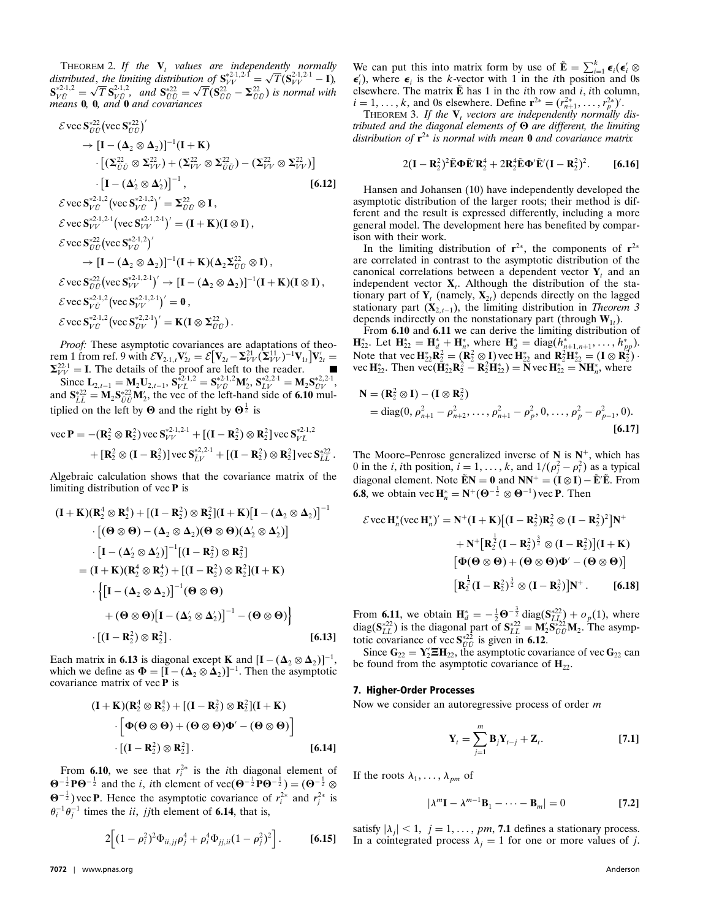THEOREM 2. *If the* $\mathbf{V}_t$ *values are independently normally distributed*, *the limiting distribution of* $\mathbf{S}^{*2\cdot1,2\cdot1}_{VV} = \sqrt{T}(\mathbf{S}^{2\cdot1,2\cdot1}_{VV} - \mathbf{I})$, $\mathbf{S}^{*2\cdot1,2}_{V\tilde{U}} = \sqrt{T}\,\mathbf{S}^{2\cdot1,2}_{V\tilde{U}}$, *and* $\mathbf{S}^{*22}_{\tilde{U}\tilde{U}} = \sqrt{T}(\mathbf{S}^{22}_{\tilde{U}\tilde{U}} - \boldsymbol{\Sigma}^{22}_{\tilde{U}\tilde{U}})$ *is normal with means* $\mathbf{0}$, $\mathbf{0}$, *and* $\mathbf{0}$ *and covariances*

$$
\begin{aligned}
\mathcal{E}\operatorname{vec}\mathbf{S}^{*22}_{\tilde{U}\tilde{U}}\left(\operatorname{vec}\mathbf{S}^{*22}_{\tilde{U}\tilde{U}}\right)' &\to [\mathbf{I} - (\boldsymbol{\Delta}_2 \otimes \boldsymbol{\Delta}_2)]^{-1}(\mathbf{I} + \mathbf{K}) \\
&\quad \cdot \left[(\boldsymbol{\Sigma}^{22}_{\tilde{U}\tilde{U}} \otimes \boldsymbol{\Sigma}^{22}_{VV}) + (\boldsymbol{\Sigma}^{22}_{VV} \otimes \boldsymbol{\Sigma}^{22}_{\tilde{U}\tilde{U}}) - (\boldsymbol{\Sigma}^{22}_{VV} \otimes \boldsymbol{\Sigma}^{22}_{VV})\right] \\
&\quad \cdot \left[\mathbf{I} - (\boldsymbol{\Delta}'_2 \otimes \boldsymbol{\Delta}'_2)\right]^{-1}, \qquad [6.12] \\
\mathcal{E}\operatorname{vec}\mathbf{S}^{*2\cdot1,2}_{V\tilde{U}}\left(\operatorname{vec}\mathbf{S}^{*2\cdot1,2}_{V\tilde{U}}\right)' &= \boldsymbol{\Sigma}^{22}_{\tilde{U}\tilde{U}} \otimes \mathbf{I}, \\
\mathcal{E}\operatorname{vec}\mathbf{S}^{*2\cdot1,2\cdot1}_{VV}\left(\operatorname{vec}\mathbf{S}^{*2\cdot1,2\cdot1}_{VV}\right)' &= (\mathbf{I} + \mathbf{K})(\mathbf{I} \otimes \mathbf{I}), \\
\mathcal{E}\operatorname{vec}\mathbf{S}^{*22}_{\tilde{U}\tilde{U}}\left(\operatorname{vec}\mathbf{S}^{*2\cdot1,2}_{V\tilde{U}}\right)' &\to [\mathbf{I} - (\boldsymbol{\Delta}_2 \otimes \boldsymbol{\Delta}_2)]^{-1}(\mathbf{I} + \mathbf{K})(\boldsymbol{\Delta}_2\boldsymbol{\Sigma}^{22}_{\tilde{U}\tilde{U}} \otimes \mathbf{I}), \\
\mathcal{E}\operatorname{vec}\mathbf{S}^{*22}_{\tilde{U}\tilde{U}}\left(\operatorname{vec}\mathbf{S}^{*2\cdot1,2\cdot1}_{VV}\right)' &\to [\mathbf{I} - (\boldsymbol{\Delta}_2 \otimes \boldsymbol{\Delta}_2)]^{-1}(\mathbf{I} + \mathbf{K})(\mathbf{I} \otimes \mathbf{I}), \\
\mathcal{E}\operatorname{vec}\mathbf{S}^{*2\cdot1,2}_{V\tilde{U}}\left(\operatorname{vec}\mathbf{S}^{*2\cdot1,2\cdot1}_{VV}\right)' &= \mathbf{0}, \\
\mathcal{E}\operatorname{vec}\mathbf{S}^{*2\cdot1,2}_{V\tilde{U}}\left(\operatorname{vec}\mathbf{S}^{*2,2\cdot1}_{\tilde{U}V}\right)' &= \mathbf{K}(\mathbf{I} \otimes \boldsymbol{\Sigma}^{22}_{\tilde{U}\tilde{U}}).
\end{aligned}
$$

*Proof:* These asymptotic covariances are adaptations of theorem 1 from ref. 9 with $\mathcal{E}\mathbf{V}_{2\cdot1,t}\mathbf{V}'_{2t} = \mathcal{E}\left[\mathbf{V}_{2t} - \boldsymbol{\Sigma}^{21}_{VV}(\boldsymbol{\Sigma}^{11}_{VV})^{-1}\mathbf{V}_{1t}\right]\mathbf{V}'_{2t} = \boldsymbol{\Sigma}^{22\cdot1}_{VV} = \mathbf{I}$. The details of the proof are left to the reader. ■

Since $\mathbf{L}_{2,t-1} = \mathbf{M}_2\mathbf{U}_{2,t-1}$, $\mathbf{S}^{*2\cdot1,2}_{V\tilde{L}} = \mathbf{S}^{*2\cdot1,2}_{V\tilde{U}}\mathbf{M}'_2$, $\mathbf{S}^{*2,2\cdot1}_{\tilde{L}V} = \mathbf{M}_2\mathbf{S}^{*2,2\cdot1}_{\tilde{U}V}$, and $\mathbf{S}^{*22}_{\tilde{L}\tilde{L}} = \mathbf{M}_2\mathbf{S}^{*22}_{\tilde{U}\tilde{U}}\mathbf{M}'_2$, the vec of the left-hand side of **6.10** multiplied on the left by $\boldsymbol{\Theta}$ and the right by $\boldsymbol{\Theta}^{\frac{1}{2}}$ is

$$
\begin{aligned}
\operatorname{vec}\mathbf{P} &= -(\mathbf{R}^2_2 \otimes \mathbf{R}^2_2)\operatorname{vec}\mathbf{S}^{*2\cdot1,2\cdot1}_{VV} + [(\mathbf{I} - \mathbf{R}^2_2) \otimes \mathbf{R}^2_2]\operatorname{vec}\mathbf{S}^{*2\cdot1,2}_{V\tilde{L}} \\
&\quad + [\mathbf{R}^2_2 \otimes (\mathbf{I} - \mathbf{R}^2_2)]\operatorname{vec}\mathbf{S}^{*2,2\cdot1}_{\tilde{L}V} + [(\mathbf{I} - \mathbf{R}^2_2) \otimes \mathbf{R}^2_2]\operatorname{vec}\mathbf{S}^{*22}_{\tilde{L}\tilde{L}}.
\end{aligned}
$$

Algebraic calculation shows that the covariance matrix of the limiting distribution of $\operatorname{vec}\mathbf{P}$ is

$$
\begin{aligned}
&(\mathbf{I} + \mathbf{K})(\mathbf{R}^4_2 \otimes \mathbf{R}^4_2) + [(\mathbf{I} - \mathbf{R}^2_2) \otimes \mathbf{R}^2_2](\mathbf{I} + \mathbf{K})\left[\mathbf{I} - (\boldsymbol{\Delta}_2 \otimes \boldsymbol{\Delta}_2)\right]^{-1} \\
&\quad \cdot \left[(\boldsymbol{\Theta} \otimes \boldsymbol{\Theta}) - (\boldsymbol{\Delta}_2 \otimes \boldsymbol{\Delta}_2)(\boldsymbol{\Theta} \otimes \boldsymbol{\Theta})(\boldsymbol{\Delta}'_2 \otimes \boldsymbol{\Delta}'_2)\right] \\
&\quad \cdot \left[\mathbf{I} - (\boldsymbol{\Delta}'_2 \otimes \boldsymbol{\Delta}'_2)\right]^{-1}[(\mathbf{I} - \mathbf{R}^2_2) \otimes \mathbf{R}^2_2] \\
&= (\mathbf{I} + \mathbf{K})(\mathbf{R}^4_2 \otimes \mathbf{R}^4_2) + [(\mathbf{I} - \mathbf{R}^2_2) \otimes \mathbf{R}^2_2](\mathbf{I} + \mathbf{K}) \\
&\quad \cdot \left\{\left[\mathbf{I} - (\boldsymbol{\Delta}_2 \otimes \boldsymbol{\Delta}_2)\right]^{-1}(\boldsymbol{\Theta} \otimes \boldsymbol{\Theta}) \right. \\
&\quad \left. + (\boldsymbol{\Theta} \otimes \boldsymbol{\Theta})\left[\mathbf{I} - (\boldsymbol{\Delta}'_2 \otimes \boldsymbol{\Delta}'_2)\right]^{-1} - (\boldsymbol{\Theta} \otimes \boldsymbol{\Theta})\right\} \\
&\quad \cdot [(\mathbf{I} - \mathbf{R}^2_2) \otimes \mathbf{R}^2_2]. \qquad [6.13]
\end{aligned}
$$

Each matrix in **6.13** is diagonal except $\mathbf{K}$ and $[\mathbf{I} - (\boldsymbol{\Delta}_2 \otimes \boldsymbol{\Delta}_2)]^{-1}$, which we define as $\boldsymbol{\Phi} = [\mathbf{I} - (\boldsymbol{\Delta}_2 \otimes \boldsymbol{\Delta}_2)]^{-1}$. Then the asymptotic covariance matrix of $\operatorname{vec}\mathbf{P}$ is

$$
\begin{aligned}
&(\mathbf{I} + \mathbf{K})(\mathbf{R}^4_2 \otimes \mathbf{R}^4_2) + [(\mathbf{I} - \mathbf{R}^2_2) \otimes \mathbf{R}^2_2](\mathbf{I} + \mathbf{K}) \\
&\quad \cdot \left[\boldsymbol{\Phi}(\boldsymbol{\Theta} \otimes \boldsymbol{\Theta}) + (\boldsymbol{\Theta} \otimes \boldsymbol{\Theta})\boldsymbol{\Phi}' - (\boldsymbol{\Theta} \otimes \boldsymbol{\Theta})\right] \\
&\quad \cdot [(\mathbf{I} - \mathbf{R}^2_2) \otimes \mathbf{R}^2_2]. \qquad [6.14]
\end{aligned}
$$

From **6.10**, we see that $r^{2*}_i$ is the $i$th diagonal element of $\boldsymbol{\Theta}^{-\frac{1}{2}}\mathbf{P}\boldsymbol{\Theta}^{-\frac{1}{2}}$ and the $i$, $i$th element of $\operatorname{vec}(\boldsymbol{\Theta}^{-\frac{1}{2}}\mathbf{P}\boldsymbol{\Theta}^{-\frac{1}{2}}) = (\boldsymbol{\Theta}^{-\frac{1}{2}} \otimes \boldsymbol{\Theta}^{-\frac{1}{2}})\operatorname{vec}\mathbf{P}$. Hence the asymptotic covariance of $r^{2*}_i$ and $r^{2*}_j$ is $\theta^{-1}_i\theta^{-1}_j$ times the $ii$, $jj$th element of **6.14**, that is,

$$
2\left[(1 - \rho^2_i)^2\Phi_{ii,jj}\rho^4_j + \rho^4_i\Phi_{jj,ii}(1 - \rho^2_j)^2\right]. \qquad [6.15]
$$

We can put this into matrix form by use of $\tilde{\mathbf{E}} = \sum_{i=1}^k \boldsymbol{\epsilon}_i(\boldsymbol{\epsilon}'_i \otimes \boldsymbol{\epsilon}'_i)$, where $\boldsymbol{\epsilon}_i$ is the $k$-vector with 1 in the $i$th position and 0s elsewhere. The matrix $\tilde{\mathbf{E}}$ has 1 in the $i$th row and $i$, $i$th column, $i = 1, \ldots, k$, and 0s elsewhere. Define $\mathbf{r}^{2*} = (r^{2*}_{n+1}, \ldots, r^{2*}_p)'$.

THEOREM 3. *If the* $\mathbf{V}_t$ *vectors are independently normally distributed and the diagonal elements of* $\boldsymbol{\Theta}$ *are different, the limiting distribution of* $\mathbf{r}^{2*}$ *is normal with mean* $\mathbf{0}$ *and covariance matrix*

$$
2(\mathbf{I} - \mathbf{R}^2_2)^2\tilde{\mathbf{E}}\boldsymbol{\Phi}\tilde{\mathbf{E}}'\mathbf{R}^4_2 + 2\mathbf{R}^4_2\tilde{\mathbf{E}}\boldsymbol{\Phi}'\tilde{\mathbf{E}}'(\mathbf{I} - \mathbf{R}^2_2)^2. \qquad [6.16]
$$

Hansen and Johansen (10) have independently developed the asymptotic distribution of the larger roots; their method is different and the result is expressed differently, including a more general model. The development here has benefited by comparison with their work.

In the limiting distribution of $\mathbf{r}^{2*}$, the components of $\mathbf{r}^{2*}$ are correlated in contrast to the asymptotic distribution of the canonical correlations between a dependent vector $\mathbf{Y}_t$ and an independent vector $\mathbf{X}_t$. Although the distribution of the stationary part of $\mathbf{Y}_t$ (namely, $\mathbf{X}_{2t}$) depends directly on the lagged stationary part ($\mathbf{X}_{2,t-1}$), the limiting distribution in *Theorem 3* depends indirectly on the nonstationary part (through $\mathbf{W}_{1t}$).

From **6.10** and **6.11** we can derive the limiting distribution of $\mathbf{H}^*_{22}$. Let $\mathbf{H}^*_{22} = \mathbf{H}^*_d + \mathbf{H}^*_n$, where $\mathbf{H}^*_d = \operatorname{diag}(h^*_{n+1,n+1}, \ldots, h^*_{pp})$. Note that $\operatorname{vec}\mathbf{H}^*_{22}\mathbf{R}^2_2 = (\mathbf{R}^2_2 \otimes \mathbf{I})\operatorname{vec}\mathbf{H}^*_{22}$ and $\mathbf{R}^2_2\mathbf{H}^*_{22} = (\mathbf{I} \otimes \mathbf{R}^2_2) \cdot \operatorname{vec}\mathbf{H}^*_{22}$. Then $\operatorname{vec}(\mathbf{H}^*_{22}\mathbf{R}^2_2 - \mathbf{R}^2_2\mathbf{H}^*_{22}) = \mathbf{N}\operatorname{vec}\mathbf{H}^*_{22} = \mathbf{N}\mathbf{H}^*_n$, where

$$
\begin{aligned}
\mathbf{N} &= (\mathbf{R}^2_2 \otimes \mathbf{I}) - (\mathbf{I} \otimes \mathbf{R}^2_2) \\
&= \operatorname{diag}(0, \rho^2_{n+1} - \rho^2_{n+2}, \ldots, \rho^2_{n+1} - \rho^2_p, 0, \ldots, \rho^2_p - \rho^2_{p-1}, 0).
\end{aligned} \qquad [6.17]
$$

The Moore–Penrose generalized inverse of $\mathbf{N}$ is $\mathbf{N}^+$, which has 0 in the $i$, $i$th position, $i = 1, \ldots, k$, and $1/(\rho^2_j - \rho^2_i)$ as a typical diagonal element. Note $\tilde{\mathbf{E}}\mathbf{N} = \mathbf{0}$ and $\mathbf{N}\mathbf{N}^+ = (\mathbf{I} \otimes \mathbf{I}) - \tilde{\mathbf{E}}'\tilde{\mathbf{E}}$. From **6.8**, we obtain $\operatorname{vec}\mathbf{H}^*_n = \mathbf{N}^+(\boldsymbol{\Theta}^{-\frac{1}{2}} \otimes \boldsymbol{\Theta}^{-1})\operatorname{vec}\mathbf{P}$. Then

$$
\begin{aligned}
\mathcal{E}\operatorname{vec}\mathbf{H}^*_n(\operatorname{vec}\mathbf{H}^*_n)' &= \mathbf{N}^+(\mathbf{I} + \mathbf{K})\left[(\mathbf{I} - \mathbf{R}^2_2)\mathbf{R}^2_2 \otimes (\mathbf{I} - \mathbf{R}^2_2)^2\right]\mathbf{N}^+ \\
&\quad + \mathbf{N}^+\left[\mathbf{R}^{\frac{1}{2}}_2(\mathbf{I} - \mathbf{R}^2_2)^{\frac{3}{2}} \otimes (\mathbf{I} - \mathbf{R}^2_2)\right](\mathbf{I} + \mathbf{K}) \\
&\quad \left[\boldsymbol{\Phi}(\boldsymbol{\Theta} \otimes \boldsymbol{\Theta}) + (\boldsymbol{\Theta} \otimes \boldsymbol{\Theta})\boldsymbol{\Phi}' - (\boldsymbol{\Theta} \otimes \boldsymbol{\Theta})\right] \\
&\quad \left[\mathbf{R}^{\frac{1}{2}}_2(\mathbf{I} - \mathbf{R}^2_2)^{\frac{3}{2}} \otimes (\mathbf{I} - \mathbf{R}^2_2)\right]\mathbf{N}^+. \qquad [6.18]
\end{aligned}
$$

From **6.11**, we obtain $\mathbf{H}^*_d = -\frac{1}{2}\boldsymbol{\Theta}^{-\frac{3}{2}}\operatorname{diag}(\mathbf{S}^{*22}_{\tilde{L}\tilde{L}}) + o_p(1)$, where $\operatorname{diag}(\mathbf{S}^{*22}_{\tilde{L}\tilde{L}})$ is the diagonal part of $\mathbf{S}^{*22}_{\tilde{L}\tilde{L}} = \mathbf{M}'_2\mathbf{S}^{*22}_{\tilde{U}\tilde{U}}\mathbf{M}_2$. The asymptotic covariance of $\operatorname{vec}\mathbf{S}^{*22}_{\tilde{U}\tilde{U}}$ is given in **6.12**.

Since $\mathbf{G}_{22} = \mathbf{Y}'_2\boldsymbol{\Xi}\mathbf{H}_{22}$, the asymptotic covariance of $\operatorname{vec}\mathbf{G}_{22}$ can be found from the asymptotic covariance of $\mathbf{H}_{22}$.

## 7. Higher-Order Processes

Now we consider an autoregressive process of order $m$

$$
\mathbf{Y}_t = \sum_{j=1}^m \mathbf{B}_j\mathbf{Y}_{t-j} + \mathbf{Z}_t. \qquad [7.1]
$$

If the roots $\lambda_1, \ldots, \lambda_{pm}$ of

$$
|\lambda^m\mathbf{I} - \lambda^{m-1}\mathbf{B}_1 - \cdots - \mathbf{B}_m| = 0 \qquad [7.2]
$$

satisfy $|\lambda_j| < 1$, $j = 1, \ldots, pm$, **7.1** defines a stationary process. In a cointegrated process $\lambda_j = 1$ for one or more values of $j$.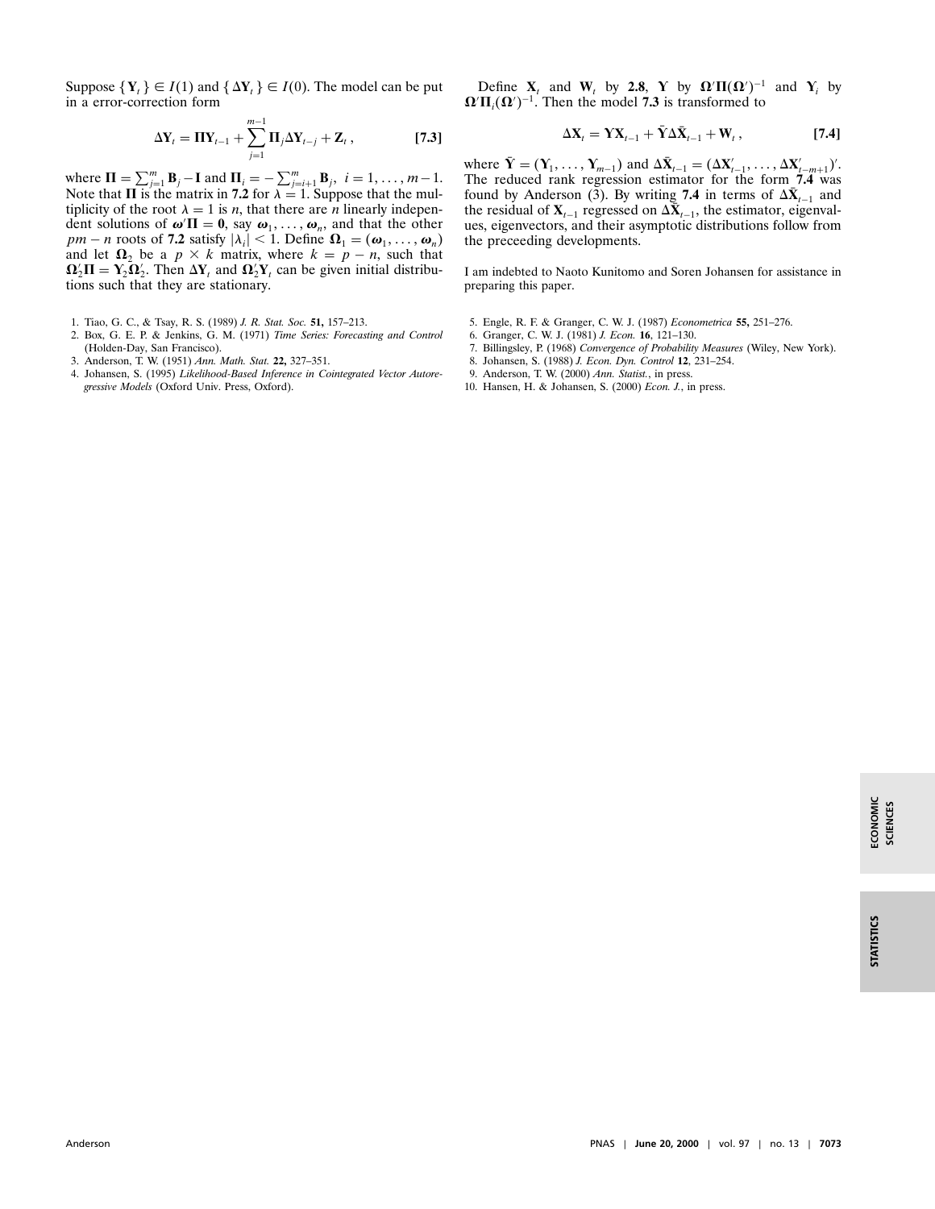Suppose $\{\mathbf{Y}_t\} \in I(1)$ and $\{\Delta\mathbf{Y}_t\} \in I(0)$. The model can be put in a error-correction form

$$\Delta\mathbf{Y}_t = \mathbf{\Pi}\mathbf{Y}_{t-1} + \sum_{j=1}^{m-1} \mathbf{\Pi}_j \Delta\mathbf{Y}_{t-j} + \mathbf{Z}_t, \qquad \textbf{[7.3]}$$

where $\mathbf{\Pi} = \sum_{j=1}^{m} \mathbf{B}_j - \mathbf{I}$ and $\mathbf{\Pi}_i = -\sum_{j=i+1}^{m} \mathbf{B}_j,\ i = 1, \ldots, m-1$. Note that $\mathbf{\Pi}$ is the matrix in **7.2** for $\lambda = 1$. Suppose that the multiplicity of the root $\lambda = 1$ is $n$, that there are $n$ linearly independent solutions of $\boldsymbol{\omega}'\mathbf{\Pi} = \mathbf{0}$, say $\boldsymbol{\omega}_1, \ldots, \boldsymbol{\omega}_n$, and that the other $pm - n$ roots of **7.2** satisfy $|\lambda_i| < 1$. Define $\mathbf{\Omega}_1 = (\boldsymbol{\omega}_1, \ldots, \boldsymbol{\omega}_n)$ and let $\mathbf{\Omega}_2$ be a $p \times k$ matrix, where $k = p - n$, such that $\mathbf{\Omega}_2'\mathbf{\Pi} = \mathbf{Y}_2\mathbf{\Omega}_2'$. Then $\Delta\mathbf{Y}_t$ and $\mathbf{\Omega}_2'\mathbf{Y}_t$ can be given initial distributions such that they are stationary.

Define $\mathbf{X}_t$ and $\mathbf{W}_t$ by **2.8**, $\mathbf{Y}$ by $\mathbf{\Omega}'\mathbf{\Pi}(\mathbf{\Omega}')^{-1}$ and $\mathbf{Y}_i$ by $\mathbf{\Omega}'\mathbf{\Pi}_i(\mathbf{\Omega}')^{-1}$. Then the model **7.3** is transformed to

$$\Delta\mathbf{X}_t = \mathbf{Y}\mathbf{X}_{t-1} + \bar{\mathbf{Y}}\Delta\bar{\mathbf{X}}_{t-1} + \mathbf{W}_t, \qquad \textbf{[7.4]}$$

where $\bar{\mathbf{Y}} = (\mathbf{Y}_1, \ldots, \mathbf{Y}_{m-1})$ and $\Delta\bar{\mathbf{X}}_{t-1} = (\Delta\mathbf{X}_{t-1}', \ldots, \Delta\mathbf{X}_{t-m+1}')'$. The reduced rank regression estimator for the form **7.4** was found by Anderson (3). By writing **7.4** in terms of $\Delta\bar{\mathbf{X}}_{t-1}$ and the residual of $\mathbf{X}_{t-1}$ regressed on $\Delta\bar{\mathbf{X}}_{t-1}$, the estimator, eigenvalues, eigenvectors, and their asymptotic distributions follow from the preceeding developments.

I am indebted to Naoto Kunitomo and Soren Johansen for assistance in preparing this paper.

1. Tiao, G. C., & Tsay, R. S. (1989) *J. R. Stat. Soc.* **51,** 157–213.
2. Box, G. E. P. & Jenkins, G. M. (1971) *Time Series: Forecasting and Control* (Holden-Day, San Francisco).
3. Anderson, T. W. (1951) *Ann. Math. Stat.* **22,** 327–351.
4. Johansen, S. (1995) *Likelihood-Based Inference in Cointegrated Vector Autoregressive Models* (Oxford Univ. Press, Oxford).
5. Engle, R. F. & Granger, C. W. J. (1987) *Econometrica* **55,** 251–276.
6. Granger, C. W. J. (1981) *J. Econ.* **16**, 121–130.
7. Billingsley, P. (1968) *Convergence of Probability Measures* (Wiley, New York).
8. Johansen, S. (1988) *J. Econ. Dyn. Control* **12**, 231–254.
9. Anderson, T. W. (2000) *Ann. Statist.*, in press.
10. Hansen, H. & Johansen, S. (2000) *Econ. J.*, in press.